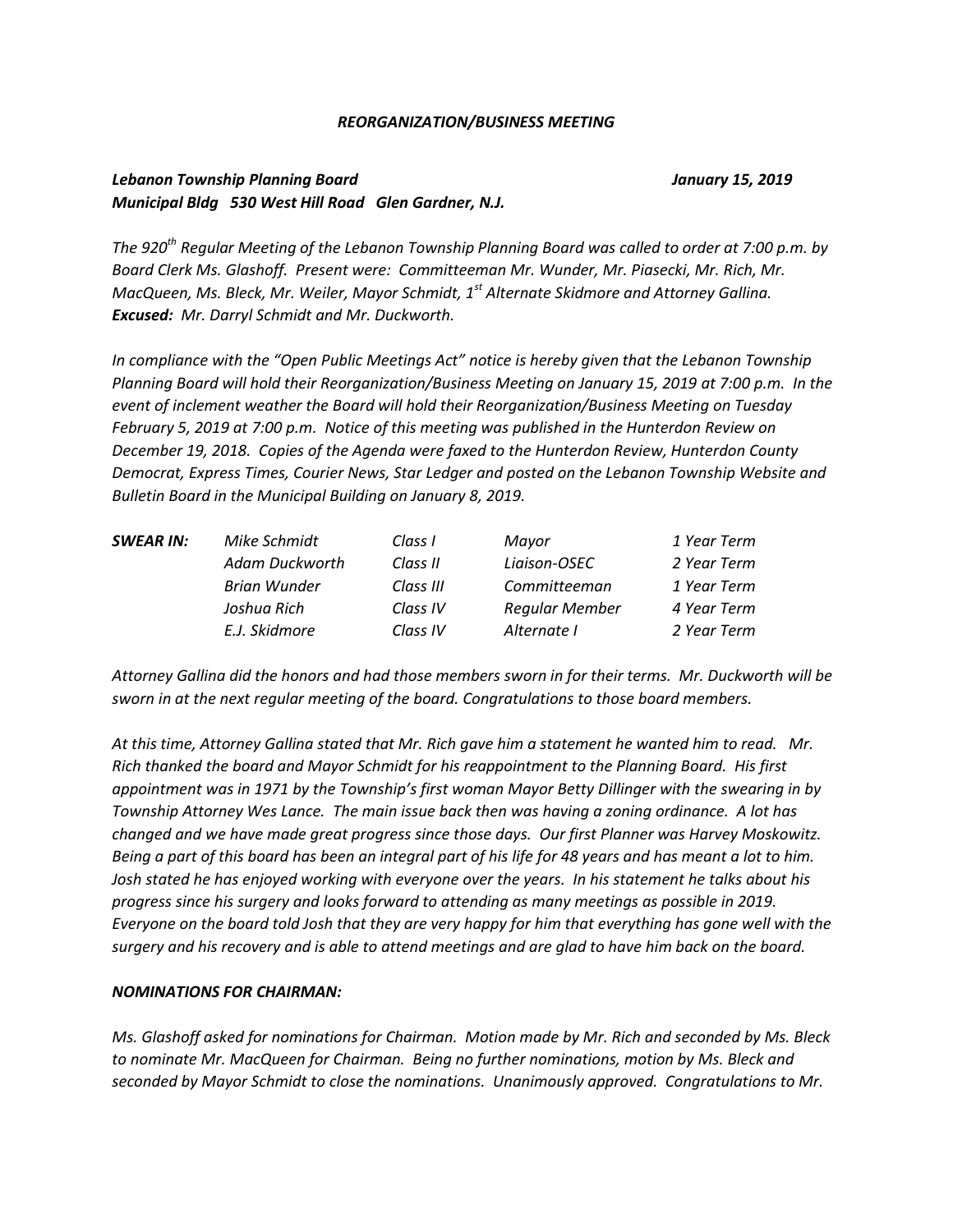## *REORGANIZATION/BUSINESS MEETING*

***Lebanon Township Planning Board*** ***January 15, 2019***
***Municipal Bldg 530 West Hill Road Glen Gardner, N.J.***

*The 920th Regular Meeting of the Lebanon Township Planning Board was called to order at 7:00 p.m. by Board Clerk Ms. Glashoff. Present were: Committeeman Mr. Wunder, Mr. Piasecki, Mr. Rich, Mr. MacQueen, Ms. Bleck, Mr. Weiler, Mayor Schmidt, 1st Alternate Skidmore and Attorney Gallina.* ***Excused:*** *Mr. Darryl Schmidt and Mr. Duckworth.*

*In compliance with the "Open Public Meetings Act" notice is hereby given that the Lebanon Township Planning Board will hold their Reorganization/Business Meeting on January 15, 2019 at 7:00 p.m. In the event of inclement weather the Board will hold their Reorganization/Business Meeting on Tuesday February 5, 2019 at 7:00 p.m. Notice of this meeting was published in the Hunterdon Review on December 19, 2018. Copies of the Agenda were faxed to the Hunterdon Review, Hunterdon County Democrat, Express Times, Courier News, Star Ledger and posted on the Lebanon Township Website and Bulletin Board in the Municipal Building on January 8, 2019.*

| ***SWEAR IN:*** | *Mike Schmidt* | *Class I* | *Mayor* | *1 Year Term* |
|---|---|---|---|---|
| | *Adam Duckworth* | *Class II* | *Liaison-OSEC* | *2 Year Term* |
| | *Brian Wunder* | *Class III* | *Committeeman* | *1 Year Term* |
| | *Joshua Rich* | *Class IV* | *Regular Member* | *4 Year Term* |
| | *E.J. Skidmore* | *Class IV* | *Alternate I* | *2 Year Term* |

*Attorney Gallina did the honors and had those members sworn in for their terms. Mr. Duckworth will be sworn in at the next regular meeting of the board. Congratulations to those board members.*

*At this time, Attorney Gallina stated that Mr. Rich gave him a statement he wanted him to read. Mr. Rich thanked the board and Mayor Schmidt for his reappointment to the Planning Board. His first appointment was in 1971 by the Township's first woman Mayor Betty Dillinger with the swearing in by Township Attorney Wes Lance. The main issue back then was having a zoning ordinance. A lot has changed and we have made great progress since those days. Our first Planner was Harvey Moskowitz. Being a part of this board has been an integral part of his life for 48 years and has meant a lot to him. Josh stated he has enjoyed working with everyone over the years. In his statement he talks about his progress since his surgery and looks forward to attending as many meetings as possible in 2019. Everyone on the board told Josh that they are very happy for him that everything has gone well with the surgery and his recovery and is able to attend meetings and are glad to have him back on the board.*

### ***NOMINATIONS FOR CHAIRMAN:***

*Ms. Glashoff asked for nominations for Chairman. Motion made by Mr. Rich and seconded by Ms. Bleck to nominate Mr. MacQueen for Chairman. Being no further nominations, motion by Ms. Bleck and seconded by Mayor Schmidt to close the nominations. Unanimously approved. Congratulations to Mr.*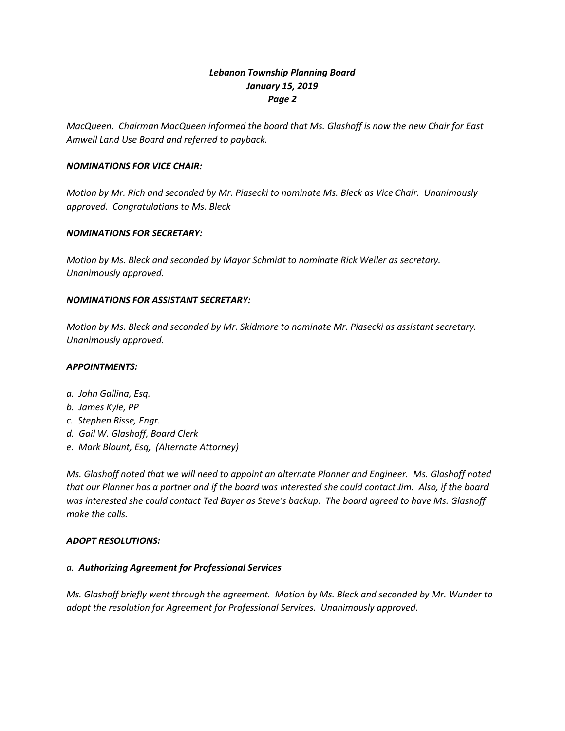*MacQueen. Chairman MacQueen informed the board that Ms. Glashoff is now the new Chair for East Amwell Land Use Board and referred to payback.*

***NOMINATIONS FOR VICE CHAIR:***

*Motion by Mr. Rich and seconded by Mr. Piasecki to nominate Ms. Bleck as Vice Chair. Unanimously approved. Congratulations to Ms. Bleck*

***NOMINATIONS FOR SECRETARY:***

*Motion by Ms. Bleck and seconded by Mayor Schmidt to nominate Rick Weiler as secretary. Unanimously approved.*

***NOMINATIONS FOR ASSISTANT SECRETARY:***

*Motion by Ms. Bleck and seconded by Mr. Skidmore to nominate Mr. Piasecki as assistant secretary. Unanimously approved.*

***APPOINTMENTS:***

*a. John Gallina, Esq.*
*b. James Kyle, PP*
*c. Stephen Risse, Engr.*
*d. Gail W. Glashoff, Board Clerk*
*e. Mark Blount, Esq, (Alternate Attorney)*

*Ms. Glashoff noted that we will need to appoint an alternate Planner and Engineer. Ms. Glashoff noted that our Planner has a partner and if the board was interested she could contact Jim. Also, if the board was interested she could contact Ted Bayer as Steve's backup. The board agreed to have Ms. Glashoff make the calls.*

***ADOPT RESOLUTIONS:***

*a.* ***Authorizing Agreement for Professional Services***

*Ms. Glashoff briefly went through the agreement. Motion by Ms. Bleck and seconded by Mr. Wunder to adopt the resolution for Agreement for Professional Services. Unanimously approved.*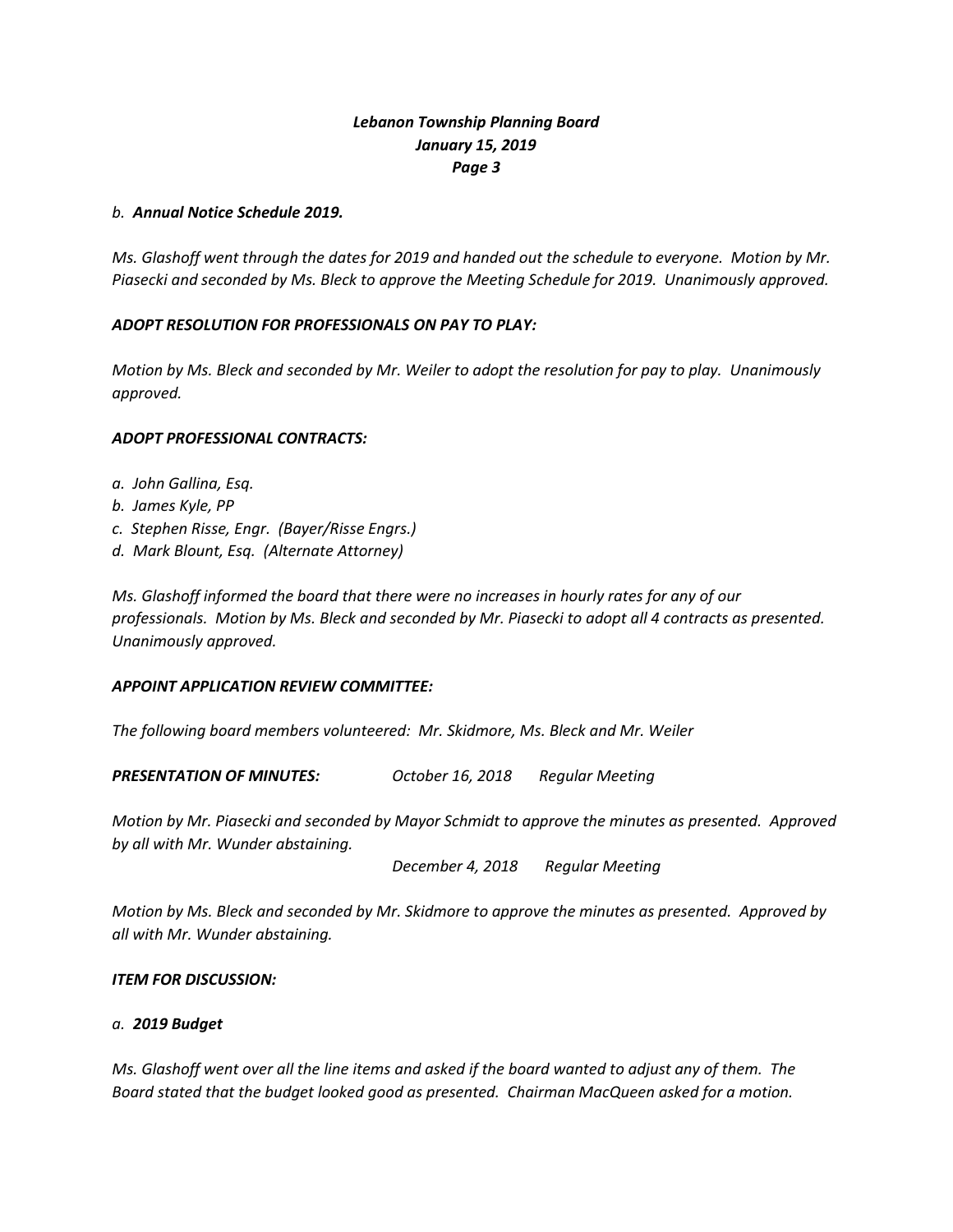*b.* ***Annual Notice Schedule 2019.***

*Ms. Glashoff went through the dates for 2019 and handed out the schedule to everyone. Motion by Mr. Piasecki and seconded by Ms. Bleck to approve the Meeting Schedule for 2019. Unanimously approved.*

***ADOPT RESOLUTION FOR PROFESSIONALS ON PAY TO PLAY:***

*Motion by Ms. Bleck and seconded by Mr. Weiler to adopt the resolution for pay to play. Unanimously approved.*

***ADOPT PROFESSIONAL CONTRACTS:***

*a. John Gallina, Esq.*
*b. James Kyle, PP*
*c. Stephen Risse, Engr. (Bayer/Risse Engrs.)*
*d. Mark Blount, Esq. (Alternate Attorney)*

*Ms. Glashoff informed the board that there were no increases in hourly rates for any of our professionals. Motion by Ms. Bleck and seconded by Mr. Piasecki to adopt all 4 contracts as presented. Unanimously approved.*

***APPOINT APPLICATION REVIEW COMMITTEE:***

*The following board members volunteered: Mr. Skidmore, Ms. Bleck and Mr. Weiler*

***PRESENTATION OF MINUTES:*** *October 16, 2018 Regular Meeting*

*Motion by Mr. Piasecki and seconded by Mayor Schmidt to approve the minutes as presented. Approved by all with Mr. Wunder abstaining.*

*December 4, 2018 Regular Meeting*

*Motion by Ms. Bleck and seconded by Mr. Skidmore to approve the minutes as presented. Approved by all with Mr. Wunder abstaining.*

***ITEM FOR DISCUSSION:***

*a.* ***2019 Budget***

*Ms. Glashoff went over all the line items and asked if the board wanted to adjust any of them. The Board stated that the budget looked good as presented. Chairman MacQueen asked for a motion.*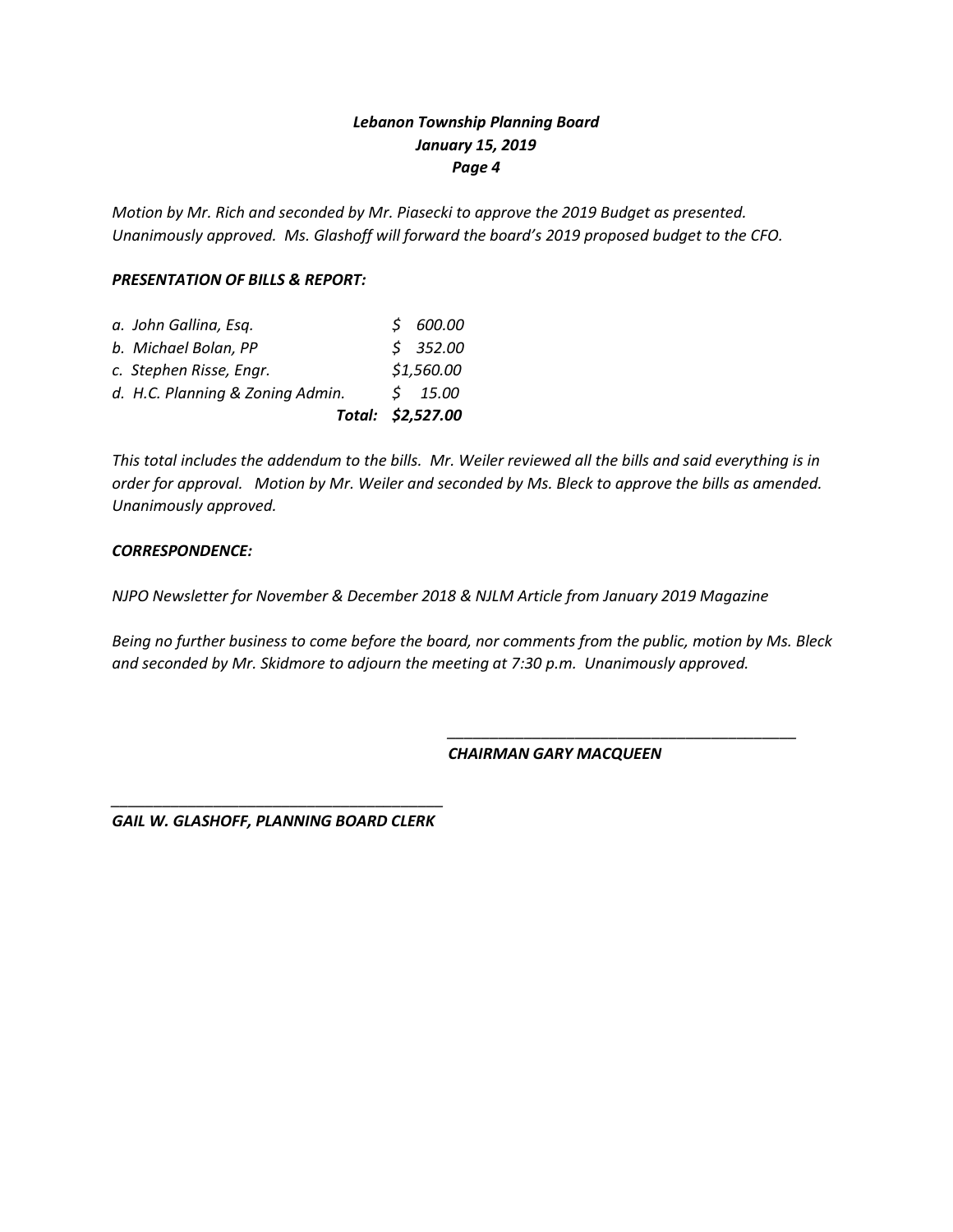*Motion by Mr. Rich and seconded by Mr. Piasecki to approve the 2019 Budget as presented. Unanimously approved. Ms. Glashoff will forward the board's 2019 proposed budget to the CFO.*

***PRESENTATION OF BILLS & REPORT:***

| | |
|---|---|
| *a. John Gallina, Esq.* | *$ 600.00* |
| *b. Michael Bolan, PP* | *$ 352.00* |
| *c. Stephen Risse, Engr.* | *$1,560.00* |
| *d. H.C. Planning & Zoning Admin.* | *$ 15.00* |
| ***Total:*** | ***$2,527.00*** |

*This total includes the addendum to the bills. Mr. Weiler reviewed all the bills and said everything is in order for approval. Motion by Mr. Weiler and seconded by Ms. Bleck to approve the bills as amended. Unanimously approved.*

***CORRESPONDENCE:***

*NJPO Newsletter for November & December 2018 & NJLM Article from January 2019 Magazine*

*Being no further business to come before the board, nor comments from the public, motion by Ms. Bleck and seconded by Mr. Skidmore to adjourn the meeting at 7:30 p.m. Unanimously approved.*

\_\_\_\_\_\_\_\_\_\_\_\_\_\_\_\_\_\_\_\_\_\_\_\_\_\_\_\_\_\_\_\_\_\_\_\_\_\_\_\_\_\_

***CHAIRMAN GARY MACQUEEN***

\_\_\_\_\_\_\_\_\_\_\_\_\_\_\_\_\_\_\_\_\_\_\_\_\_\_\_\_\_\_\_\_\_\_\_\_\_\_\_\_\_\_

***GAIL W. GLASHOFF, PLANNING BOARD CLERK***